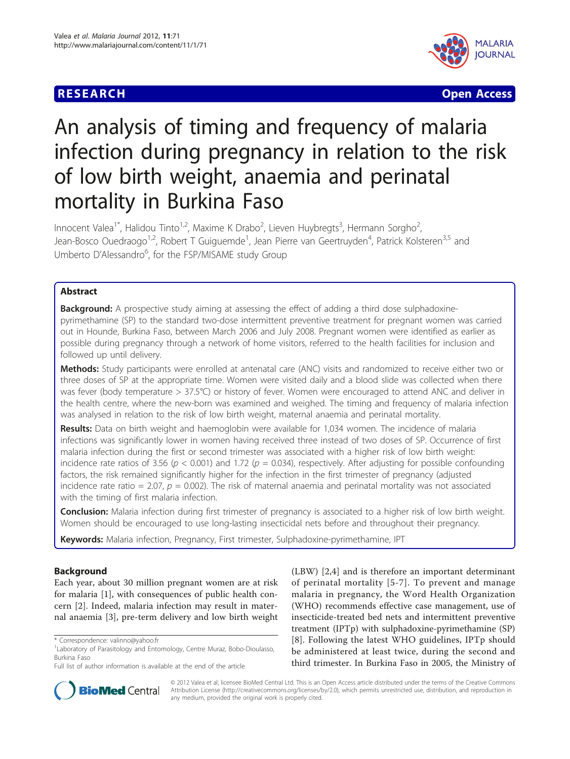**RESEARCH** **Open Access**

# An analysis of timing and frequency of malaria infection during pregnancy in relation to the risk of low birth weight, anaemia and perinatal mortality in Burkina Faso

Innocent Valea[1*], Halidou Tinto[1,2], Maxime K Drabo[2], Lieven Huybregts[3], Hermann Sorgho[2], Jean-Bosco Ouedraogo[1,2], Robert T Guiguemde[1], Jean Pierre van Geertruyden[4], Patrick Kolsteren[3,5] and Umberto D'Alessandro[6], for the FSP/MISAME study Group

## Abstract

**Background:** A prospective study aiming at assessing the effect of adding a third dose sulphadoxine-pyrimethamine (SP) to the standard two-dose intermittent preventive treatment for pregnant women was carried out in Hounde, Burkina Faso, between March 2006 and July 2008. Pregnant women were identified as earlier as possible during pregnancy through a network of home visitors, referred to the health facilities for inclusion and followed up until delivery.

**Methods:** Study participants were enrolled at antenatal care (ANC) visits and randomized to receive either two or three doses of SP at the appropriate time. Women were visited daily and a blood slide was collected when there was fever (body temperature > 37.5°C) or history of fever. Women were encouraged to attend ANC and deliver in the health centre, where the new-born was examined and weighed. The timing and frequency of malaria infection was analysed in relation to the risk of low birth weight, maternal anaemia and perinatal mortality.

**Results:** Data on birth weight and haemoglobin were available for 1,034 women. The incidence of malaria infections was significantly lower in women having received three instead of two doses of SP. Occurrence of first malaria infection during the first or second trimester was associated with a higher risk of low birth weight: incidence rate ratios of 3.56 ($p < 0.001$) and 1.72 ($p = 0.034$), respectively. After adjusting for possible confounding factors, the risk remained significantly higher for the infection in the first trimester of pregnancy (adjusted incidence rate ratio = 2.07, $p = 0.002$). The risk of maternal anaemia and perinatal mortality was not associated with the timing of first malaria infection.

**Conclusion:** Malaria infection during first trimester of pregnancy is associated to a higher risk of low birth weight. Women should be encouraged to use long-lasting insecticidal nets before and throughout their pregnancy.

**Keywords:** Malaria infection, Pregnancy, First trimester, Sulphadoxine-pyrimethamine, IPT

## Background

Each year, about 30 million pregnant women are at risk for malaria [1], with consequences of public health concern [2]. Indeed, malaria infection may result in maternal anaemia [3], pre-term delivery and low birth weight (LBW) [2,4] and is therefore an important determinant of perinatal mortality [5-7]. To prevent and manage malaria in pregnancy, the Word Health Organization (WHO) recommends effective case management, use of insecticide-treated bed nets and intermittent preventive treatment (IPTp) with sulphadoxine-pyrimethamine (SP) [8]. Following the latest WHO guidelines, IPTp should be administered at least twice, during the second and third trimester. In Burkina Faso in 2005, the Ministry of

\* Correspondence: valinno@yahoo.fr
[1]Laboratory of Parasitology and Entomology, Centre Muraz, Bobo-Dioulasso, Burkina Faso
Full list of author information is available at the end of the article

© 2012 Valea et al; licensee BioMed Central Ltd. This is an Open Access article distributed under the terms of the Creative Commons Attribution License (http://creativecommons.org/licenses/by/2.0), which permits unrestricted use, distribution, and reproduction in any medium, provided the original work is properly cited.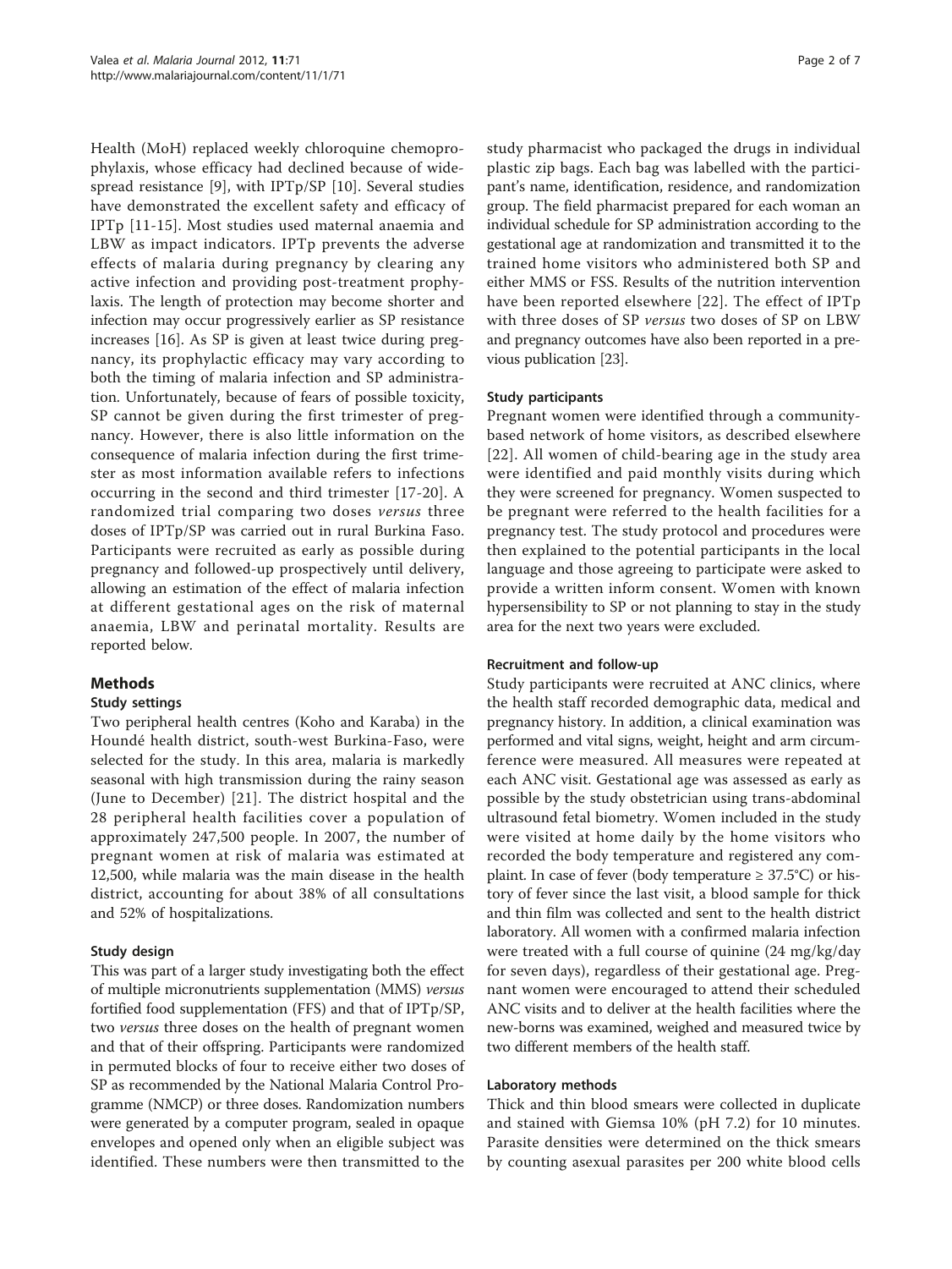Health (MoH) replaced weekly chloroquine chemoprophylaxis, whose efficacy had declined because of widespread resistance [9], with IPTp/SP [10]. Several studies have demonstrated the excellent safety and efficacy of IPTp [11-15]. Most studies used maternal anaemia and LBW as impact indicators. IPTp prevents the adverse effects of malaria during pregnancy by clearing any active infection and providing post-treatment prophylaxis. The length of protection may become shorter and infection may occur progressively earlier as SP resistance increases [16]. As SP is given at least twice during pregnancy, its prophylactic efficacy may vary according to both the timing of malaria infection and SP administration. Unfortunately, because of fears of possible toxicity, SP cannot be given during the first trimester of pregnancy. However, there is also little information on the consequence of malaria infection during the first trimester as most information available refers to infections occurring in the second and third trimester [17-20]. A randomized trial comparing two doses *versus* three doses of IPTp/SP was carried out in rural Burkina Faso. Participants were recruited as early as possible during pregnancy and followed-up prospectively until delivery, allowing an estimation of the effect of malaria infection at different gestational ages on the risk of maternal anaemia, LBW and perinatal mortality. Results are reported below.

## Methods

### Study settings

Two peripheral health centres (Koho and Karaba) in the Houndé health district, south-west Burkina-Faso, were selected for the study. In this area, malaria is markedly seasonal with high transmission during the rainy season (June to December) [21]. The district hospital and the 28 peripheral health facilities cover a population of approximately 247,500 people. In 2007, the number of pregnant women at risk of malaria was estimated at 12,500, while malaria was the main disease in the health district, accounting for about 38% of all consultations and 52% of hospitalizations.

### Study design

This was part of a larger study investigating both the effect of multiple micronutrients supplementation (MMS) *versus* fortified food supplementation (FFS) and that of IPTp/SP, two *versus* three doses on the health of pregnant women and that of their offspring. Participants were randomized in permuted blocks of four to receive either two doses of SP as recommended by the National Malaria Control Programme (NMCP) or three doses. Randomization numbers were generated by a computer program, sealed in opaque envelopes and opened only when an eligible subject was identified. These numbers were then transmitted to the study pharmacist who packaged the drugs in individual plastic zip bags. Each bag was labelled with the participant's name, identification, residence, and randomization group. The field pharmacist prepared for each woman an individual schedule for SP administration according to the gestational age at randomization and transmitted it to the trained home visitors who administered both SP and either MMS or FSS. Results of the nutrition intervention have been reported elsewhere [22]. The effect of IPTp with three doses of SP *versus* two doses of SP on LBW and pregnancy outcomes have also been reported in a previous publication [23].

### Study participants

Pregnant women were identified through a community-based network of home visitors, as described elsewhere [22]. All women of child-bearing age in the study area were identified and paid monthly visits during which they were screened for pregnancy. Women suspected to be pregnant were referred to the health facilities for a pregnancy test. The study protocol and procedures were then explained to the potential participants in the local language and those agreeing to participate were asked to provide a written inform consent. Women with known hypersensibility to SP or not planning to stay in the study area for the next two years were excluded.

### Recruitment and follow-up

Study participants were recruited at ANC clinics, where the health staff recorded demographic data, medical and pregnancy history. In addition, a clinical examination was performed and vital signs, weight, height and arm circumference were measured. All measures were repeated at each ANC visit. Gestational age was assessed as early as possible by the study obstetrician using trans-abdominal ultrasound fetal biometry. Women included in the study were visited at home daily by the home visitors who recorded the body temperature and registered any complaint. In case of fever (body temperature ≥ 37.5°C) or history of fever since the last visit, a blood sample for thick and thin film was collected and sent to the health district laboratory. All women with a confirmed malaria infection were treated with a full course of quinine (24 mg/kg/day for seven days), regardless of their gestational age. Pregnant women were encouraged to attend their scheduled ANC visits and to deliver at the health facilities where the new-borns was examined, weighed and measured twice by two different members of the health staff.

### Laboratory methods

Thick and thin blood smears were collected in duplicate and stained with Giemsa 10% (pH 7.2) for 10 minutes. Parasite densities were determined on the thick smears by counting asexual parasites per 200 white blood cells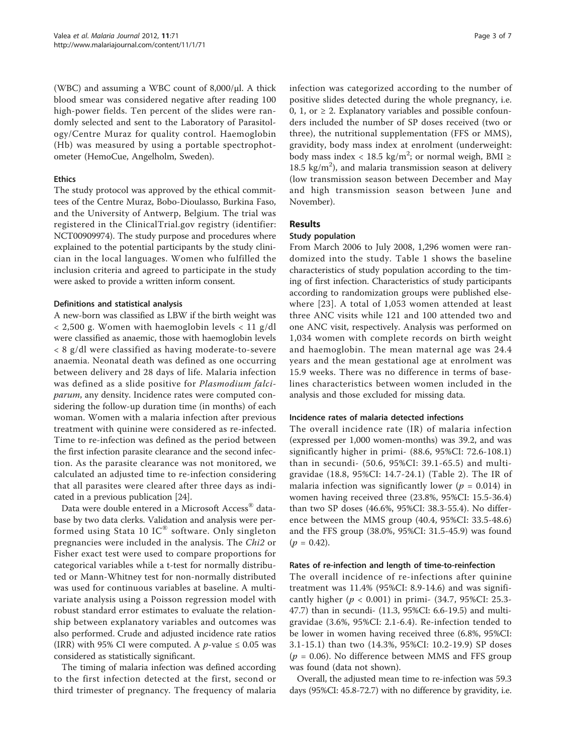(WBC) and assuming a WBC count of 8,000/μl. A thick blood smear was considered negative after reading 100 high-power fields. Ten percent of the slides were randomly selected and sent to the Laboratory of Parasitology/Centre Muraz for quality control. Haemoglobin (Hb) was measured by using a portable spectrophotometer (HemoCue, Angelholm, Sweden).

### Ethics

The study protocol was approved by the ethical committees of the Centre Muraz, Bobo-Dioulasso, Burkina Faso, and the University of Antwerp, Belgium. The trial was registered in the ClinicalTrial.gov registry (identifier: NCT00909974). The study purpose and procedures where explained to the potential participants by the study clinician in the local languages. Women who fulfilled the inclusion criteria and agreed to participate in the study were asked to provide a written inform consent.

### Definitions and statistical analysis

A new-born was classified as LBW if the birth weight was < 2,500 g. Women with haemoglobin levels < 11 g/dl were classified as anaemic, those with haemoglobin levels < 8 g/dl were classified as having moderate-to-severe anaemia. Neonatal death was defined as one occurring between delivery and 28 days of life. Malaria infection was defined as a slide positive for *Plasmodium falciparum*, any density. Incidence rates were computed considering the follow-up duration time (in months) of each woman. Women with a malaria infection after previous treatment with quinine were considered as re-infected. Time to re-infection was defined as the period between the first infection parasite clearance and the second infection. As the parasite clearance was not monitored, we calculated an adjusted time to re-infection considering that all parasites were cleared after three days as indicated in a previous publication [24].

Data were double entered in a Microsoft Access® database by two data clerks. Validation and analysis were performed using Stata 10 IC® software. Only singleton pregnancies were included in the analysis. The *Chi2* or Fisher exact test were used to compare proportions for categorical variables while a t-test for normally distributed or Mann-Whitney test for non-normally distributed was used for continuous variables at baseline. A multivariate analysis using a Poisson regression model with robust standard error estimates to evaluate the relationship between explanatory variables and outcomes was also performed. Crude and adjusted incidence rate ratios (IRR) with 95% CI were computed. A $p$-value $\leq 0.05$ was considered as statistically significant.

The timing of malaria infection was defined according to the first infection detected at the first, second or third trimester of pregnancy. The frequency of malaria infection was categorized according to the number of positive slides detected during the whole pregnancy, i.e. 0, 1, or ≥ 2. Explanatory variables and possible confounders included the number of SP doses received (two or three), the nutritional supplementation (FFS or MMS), gravidity, body mass index at enrolment (underweight: body mass index < 18.5 kg/m$^2$; or normal weigh, BMI ≥ 18.5 kg/m$^2$), and malaria transmission season at delivery (low transmission season between December and May and high transmission season between June and November).

## Results

### Study population

From March 2006 to July 2008, 1,296 women were randomized into the study. Table 1 shows the baseline characteristics of study population according to the timing of first infection. Characteristics of study participants according to randomization groups were published elsewhere [23]. A total of 1,053 women attended at least three ANC visits while 121 and 100 attended two and one ANC visit, respectively. Analysis was performed on 1,034 women with complete records on birth weight and haemoglobin. The mean maternal age was 24.4 years and the mean gestational age at enrolment was 15.9 weeks. There was no difference in terms of baselines characteristics between women included in the analysis and those excluded for missing data.

### Incidence rates of malaria detected infections

The overall incidence rate (IR) of malaria infection (expressed per 1,000 women-months) was 39.2, and was significantly higher in primi- (88.6, 95%CI: 72.6-108.1) than in secundi- (50.6, 95%CI: 39.1-65.5) and multigravidae (18.8, 95%CI: 14.7-24.1) (Table 2). The IR of malaria infection was significantly lower ($p = 0.014$) in women having received three (23.8%, 95%CI: 15.5-36.4) than two SP doses (46.6%, 95%CI: 38.3-55.4). No difference between the MMS group (40.4, 95%CI: 33.5-48.6) and the FFS group (38.0%, 95%CI: 31.5-45.9) was found ($p = 0.42$).

### Rates of re-infection and length of time-to-reinfection

The overall incidence of re-infections after quinine treatment was 11.4% (95%CI: 8.9-14.6) and was significantly higher ($p < 0.001$) in primi- (34.7, 95%CI: 25.3-47.7) than in secundi- (11.3, 95%CI: 6.6-19.5) and multigravidae (3.6%, 95%CI: 2.1-6.4). Re-infection tended to be lower in women having received three (6.8%, 95%CI: 3.1-15.1) than two (14.3%, 95%CI: 10.2-19.9) SP doses ($p = 0.06$). No difference between MMS and FFS group was found (data not shown).

Overall, the adjusted mean time to re-infection was 59.3 days (95%CI: 45.8-72.7) with no difference by gravidity, i.e.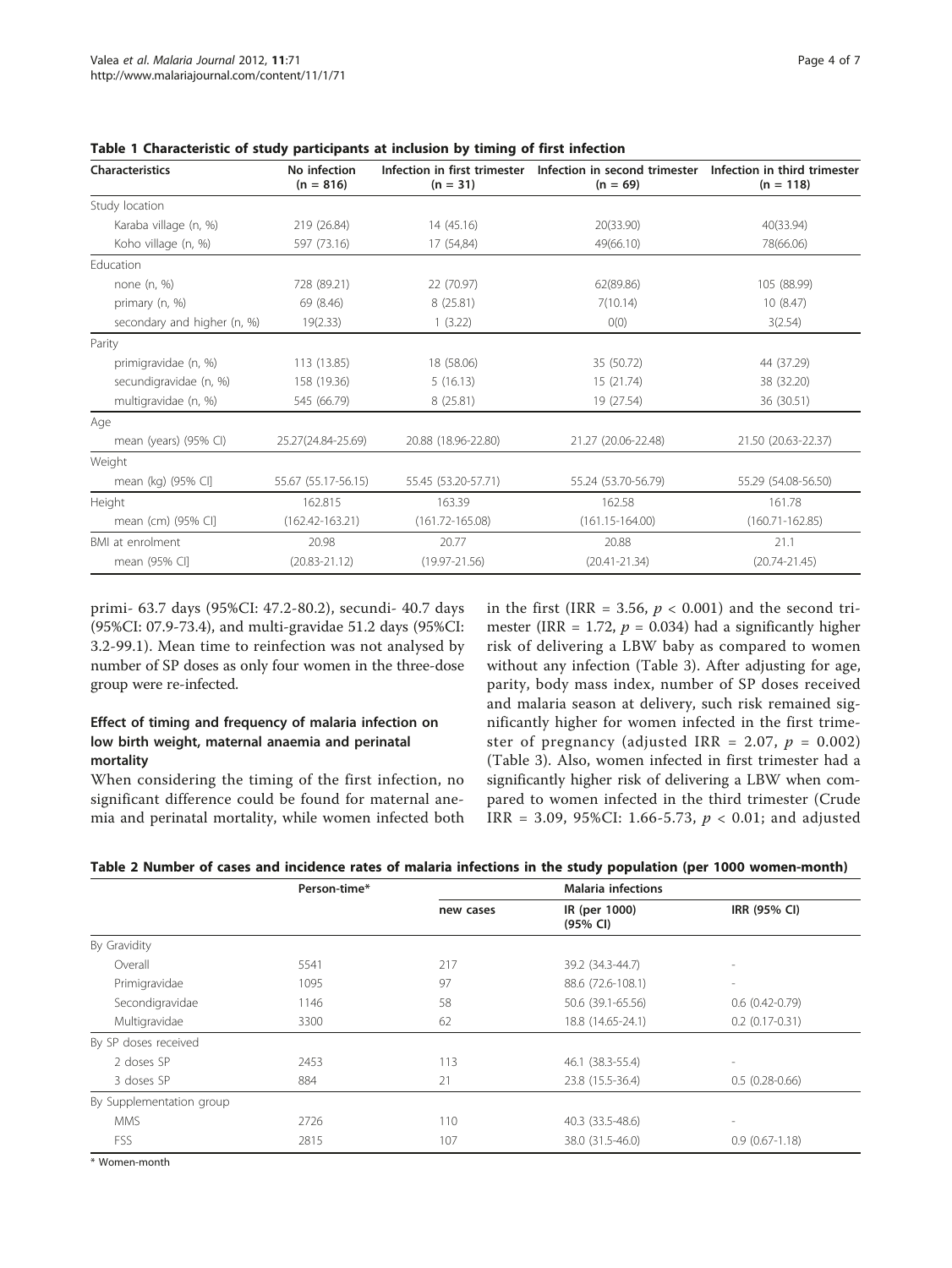**Table 1 Characteristic of study participants at inclusion by timing of first infection**

| Characteristics | No infection (n = 816) | Infection in first trimester (n = 31) | Infection in second trimester (n = 69) | Infection in third trimester (n = 118) |
|---|---|---|---|---|
| Study location | | | | |
| Karaba village (n, %) | 219 (26.84) | 14 (45.16) | 20(33.90) | 40(33.94) |
| Koho village (n, %) | 597 (73.16) | 17 (54,84) | 49(66.10) | 78(66.06) |
| Education | | | | |
| none (n, %) | 728 (89.21) | 22 (70.97) | 62(89.86) | 105 (88.99) |
| primary (n, %) | 69 (8.46) | 8 (25.81) | 7(10.14) | 10 (8.47) |
| secondary and higher (n, %) | 19(2.33) | 1 (3.22) | 0(0) | 3(2.54) |
| Parity | | | | |
| primigravidae (n, %) | 113 (13.85) | 18 (58.06) | 35 (50.72) | 44 (37.29) |
| secundigravidae (n, %) | 158 (19.36) | 5 (16.13) | 15 (21.74) | 38 (32.20) |
| multigravidae (n, %) | 545 (66.79) | 8 (25.81) | 19 (27.54) | 36 (30.51) |
| Age | | | | |
| mean (years) (95% CI) | 25.27(24.84-25.69) | 20.88 (18.96-22.80) | 21.27 (20.06-22.48) | 21.50 (20.63-22.37) |
| Weight | | | | |
| mean (kg) (95% CI] | 55.67 (55.17-56.15) | 55.45 (53.20-57.71) | 55.24 (53.70-56.79) | 55.29 (54.08-56.50) |
| Height | 162.815 | 163.39 | 162.58 | 161.78 |
| mean (cm) (95% CI] | (162.42-163.21) | (161.72-165.08) | (161.15-164.00) | (160.71-162.85) |
| BMI at enrolment | 20.98 | 20.77 | 20.88 | 21.1 |
| mean (95% CI] | (20.83-21.12) | (19.97-21.56) | (20.41-21.34) | (20.74-21.45) |

primi- 63.7 days (95%CI: 47.2-80.2), secundi- 40.7 days (95%CI: 07.9-73.4), and multi-gravidae 51.2 days (95%CI: 3.2-99.1). Mean time to reinfection was not analysed by number of SP doses as only four women in the three-dose group were re-infected.

### Effect of timing and frequency of malaria infection on low birth weight, maternal anaemia and perinatal mortality

When considering the timing of the first infection, no significant difference could be found for maternal anemia and perinatal mortality, while women infected both in the first (IRR = 3.56, $p < 0.001$) and the second trimester (IRR = 1.72, $p = 0.034$) had a significantly higher risk of delivering a LBW baby as compared to women without any infection (Table 3). After adjusting for age, parity, body mass index, number of SP doses received and malaria season at delivery, such risk remained significantly higher for women infected in the first trimester of pregnancy (adjusted IRR = 2.07, $p = 0.002$) (Table 3). Also, women infected in first trimester had a significantly higher risk of delivering a LBW when compared to women infected in the third trimester (Crude IRR = 3.09, 95%CI: 1.66-5.73, $p < 0.01$; and adjusted

**Table 2 Number of cases and incidence rates of malaria infections in the study population (per 1000 women-month)**

| | Person-time* | Malaria infections | | |
|---|---|---|---|---|
| | | new cases | IR (per 1000) (95% CI) | IRR (95% CI) |
| By Gravidity | | | | |
| Overall | 5541 | 217 | 39.2 (34.3-44.7) | - |
| Primigravidae | 1095 | 97 | 88.6 (72.6-108.1) | - |
| Secondigravidae | 1146 | 58 | 50.6 (39.1-65.56) | 0.6 (0.42-0.79) |
| Multigravidae | 3300 | 62 | 18.8 (14.65-24.1) | 0.2 (0.17-0.31) |
| By SP doses received | | | | |
| 2 doses SP | 2453 | 113 | 46.1 (38.3-55.4) | - |
| 3 doses SP | 884 | 21 | 23.8 (15.5-36.4) | 0.5 (0.28-0.66) |
| By Supplementation group | | | | |
| MMS | 2726 | 110 | 40.3 (33.5-48.6) | - |
| FSS | 2815 | 107 | 38.0 (31.5-46.0) | 0.9 (0.67-1.18) |

\* Women-month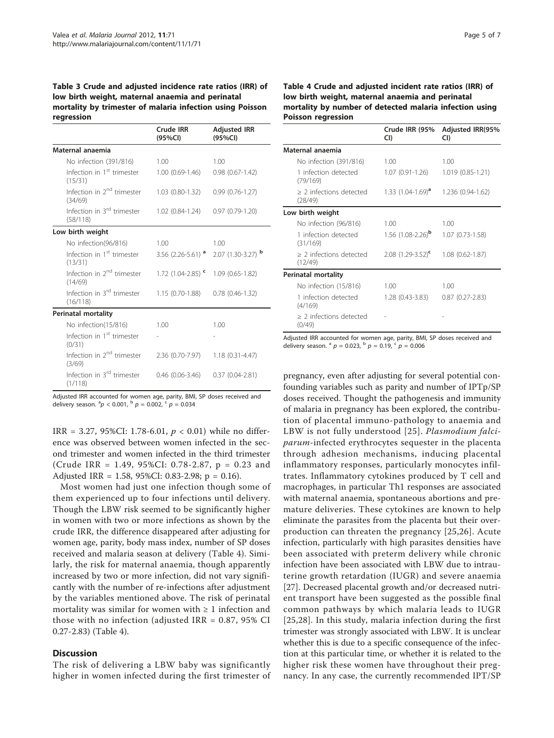**Table 3 Crude and adjusted incidence rate ratios (IRR) of low birth weight, maternal anaemia and perinatal mortality by trimester of malaria infection using Poisson regression**

| | Crude IRR (95%CI) | Adjusted IRR (95%CI) |
|---|---|---|
| **Maternal anaemia** | | |
| No infection (391/816) | 1.00 | 1.00 |
| Infection in 1st trimester (15/31) | 1.00 (0.69-1.46) | 0.98 (0.67-1.42) |
| Infection in 2nd trimester (34/69) | 1.03 (0.80-1.32) | 0.99 (0.76-1.27) |
| Infection in 3rd trimester (58/118) | 1.02 (0.84-1.24) | 0.97 (0.79-1.20) |
| **Low birth weight** | | |
| No infection(96/816) | 1.00 | 1.00 |
| Infection in 1st trimester (13/31) | 3.56 (2.26-5.61) [a] | 2.07 (1.30-3.27) [b] |
| Infection in 2nd trimester (14/69) | 1.72 (1.04-2.85) [c] | 1.09 (0.65-1.82) |
| Infection in 3rd trimester (16/118) | 1.15 (0.70-1.88) | 0.78 (0.46-1.32) |
| **Perinatal mortality** | | |
| No infection(15/816) | 1.00 | 1.00 |
| Infection in 1st trimester (0/31) | - | - |
| Infection in 2nd trimester (3/69) | 2.36 (0.70-7.97) | 1.18 (0.31-4.47) |
| Infection in 3rd trimester (1/118) | 0.46 (0.06-3.46) | 0.37 (0.04-2.81) |

Adjusted IRR accounted for women age, parity, BMI, SP doses received and delivery season. [a] $p < 0.001$, [b] $p = 0.002$, [c] $p = 0.034$

IRR = 3.27, 95%CI: 1.78-6.01, $p < 0.01$) while no difference was observed between women infected in the second trimester and women infected in the third trimester (Crude IRR = 1.49, 95%CI: 0.78-2.87, p = 0.23 and Adjusted IRR = 1.58, 95%CI: 0.83-2.98; p = 0.16).

Most women had just one infection though some of them experienced up to four infections until delivery. Though the LBW risk seemed to be significantly higher in women with two or more infections as shown by the crude IRR, the difference disappeared after adjusting for women age, parity, body mass index, number of SP doses received and malaria season at delivery (Table 4). Similarly, the risk for maternal anaemia, though apparently increased by two or more infection, did not vary significantly with the number of re-infections after adjustment by the variables mentioned above. The risk of perinatal mortality was similar for women with ≥ 1 infection and those with no infection (adjusted IRR = 0.87, 95% CI 0.27-2.83) (Table 4).

**Table 4 Crude and adjusted incident rate ratios (IRR) of low birth weight, maternal anaemia and perinatal mortality by number of detected malaria infection using Poisson regression**

| | Crude IRR (95% CI) | Adjusted IRR(95% CI) |
|---|---|---|
| **Maternal anaemia** | | |
| No infection (391/816) | 1.00 | 1.00 |
| 1 infection detected (79/169) | 1.07 (0.91-1.26) | 1.019 (0.85-1.21) |
| ≥ 2 infections detected (28/49) | 1.33 (1.04-1.69)[a] | 1.236 (0.94-1.62) |
| **Low birth weight** | | |
| No infection (96/816) | 1.00 | 1.00 |
| 1 infection detected (31/169) | 1.56 (1.08-2.26)[b] | 1.07 (0.73-1.58) |
| ≥ 2 infections detected (12/49) | 2.08 (1.29-3.52)[c] | 1.08 (0.62-1.87) |
| **Perinatal mortality** | | |
| No infection (15/816) | 1.00 | 1.00 |
| 1 infection detected (4/169) | 1.28 (0.43-3.83) | 0.87 (0.27-2.83) |
| ≥ 2 infections detected (0/49) | - | - |

Adjusted IRR accounted for women age, parity, BMI, SP doses received and delivery season. [a] $p = 0.023$, [b] $p = 0.19$, [c] $p = 0.006$

## Discussion

The risk of delivering a LBW baby was significantly higher in women infected during the first trimester of pregnancy, even after adjusting for several potential confounding variables such as parity and number of IPTp/SP doses received. Thought the pathogenesis and immunity of malaria in pregnancy has been explored, the contribution of placental immuno-pathology to anaemia and LBW is not fully understood [25]. *Plasmodium falciparum*-infected erythrocytes sequester in the placenta through adhesion mechanisms, inducing placental inflammatory responses, particularly monocytes infiltrates. Inflammatory cytokines produced by T cell and macrophages, in particular Th1 responses are associated with maternal anaemia, spontaneous abortions and premature deliveries. These cytokines are known to help eliminate the parasites from the placenta but their overproduction can threaten the pregnancy [25,26]. Acute infection, particularly with high parasites densities have been associated with preterm delivery while chronic infection have been associated with LBW due to intrauterine growth retardation (IUGR) and severe anaemia [27]. Decreased placental growth and/or decreased nutrient transport have been suggested as the possible final common pathways by which malaria leads to IUGR [25,28]. In this study, malaria infection during the first trimester was strongly associated with LBW. It is unclear whether this is due to a specific consequence of the infection at this particular time, or whether it is related to the higher risk these women have throughout their pregnancy. In any case, the currently recommended IPT/SP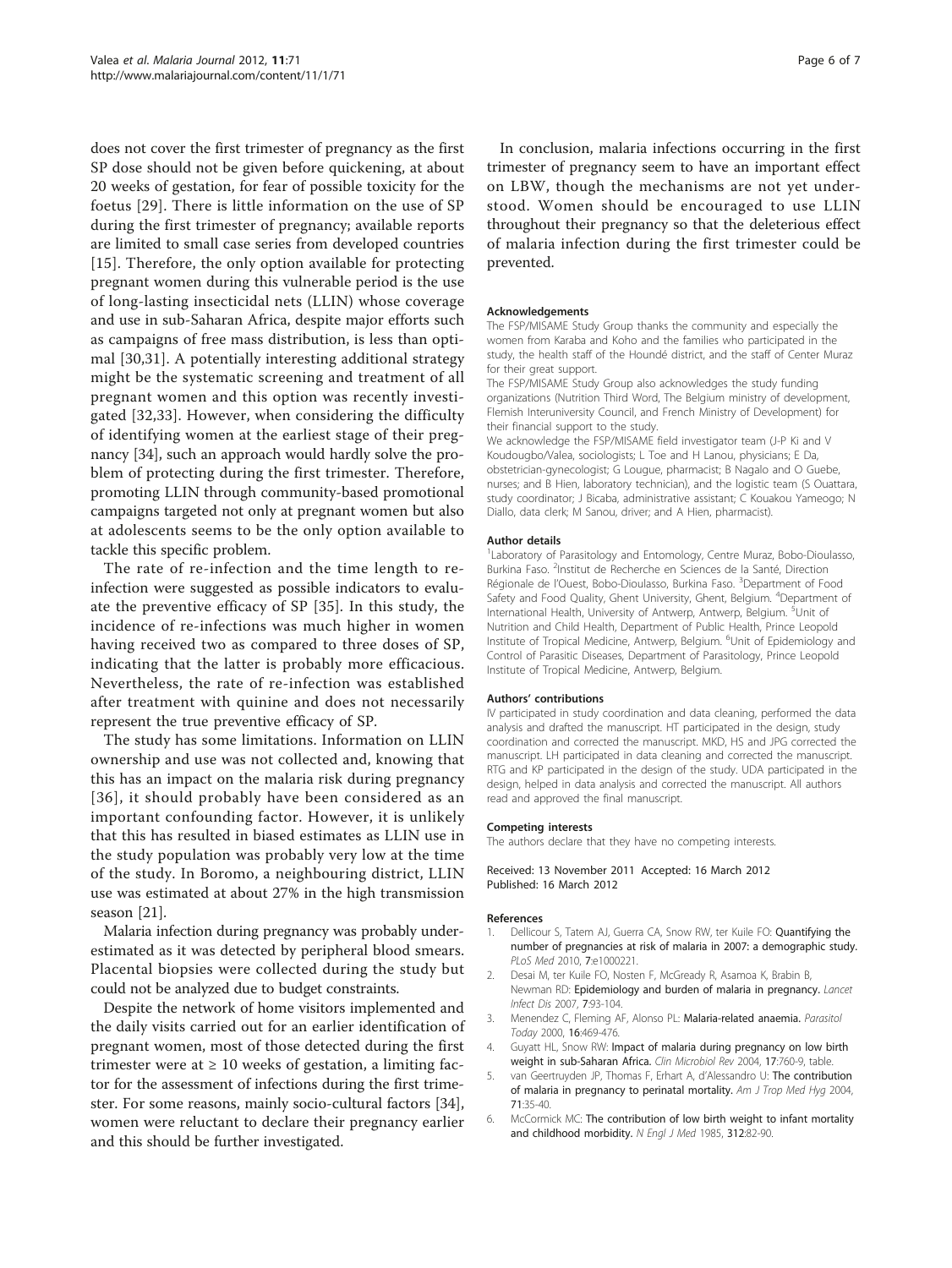does not cover the first trimester of pregnancy as the first SP dose should not be given before quickening, at about 20 weeks of gestation, for fear of possible toxicity for the foetus [29]. There is little information on the use of SP during the first trimester of pregnancy; available reports are limited to small case series from developed countries [15]. Therefore, the only option available for protecting pregnant women during this vulnerable period is the use of long-lasting insecticidal nets (LLIN) whose coverage and use in sub-Saharan Africa, despite major efforts such as campaigns of free mass distribution, is less than optimal [30,31]. A potentially interesting additional strategy might be the systematic screening and treatment of all pregnant women and this option was recently investigated [32,33]. However, when considering the difficulty of identifying women at the earliest stage of their pregnancy [34], such an approach would hardly solve the problem of protecting during the first trimester. Therefore, promoting LLIN through community-based promotional campaigns targeted not only at pregnant women but also at adolescents seems to be the only option available to tackle this specific problem.

The rate of re-infection and the time length to re-infection were suggested as possible indicators to evaluate the preventive efficacy of SP [35]. In this study, the incidence of re-infections was much higher in women having received two as compared to three doses of SP, indicating that the latter is probably more efficacious. Nevertheless, the rate of re-infection was established after treatment with quinine and does not necessarily represent the true preventive efficacy of SP.

The study has some limitations. Information on LLIN ownership and use was not collected and, knowing that this has an impact on the malaria risk during pregnancy [36], it should probably have been considered as an important confounding factor. However, it is unlikely that this has resulted in biased estimates as LLIN use in the study population was probably very low at the time of the study. In Boromo, a neighbouring district, LLIN use was estimated at about 27% in the high transmission season [21].

Malaria infection during pregnancy was probably underestimated as it was detected by peripheral blood smears. Placental biopsies were collected during the study but could not be analyzed due to budget constraints.

Despite the network of home visitors implemented and the daily visits carried out for an earlier identification of pregnant women, most of those detected during the first trimester were at ≥ 10 weeks of gestation, a limiting factor for the assessment of infections during the first trimester. For some reasons, mainly socio-cultural factors [34], women were reluctant to declare their pregnancy earlier and this should be further investigated.

In conclusion, malaria infections occurring in the first trimester of pregnancy seem to have an important effect on LBW, though the mechanisms are not yet understood. Women should be encouraged to use LLIN throughout their pregnancy so that the deleterious effect of malaria infection during the first trimester could be prevented.

#### Acknowledgements

The FSP/MISAME Study Group thanks the community and especially the women from Karaba and Koho and the families who participated in the study, the health staff of the Houndé district, and the staff of Center Muraz for their great support.

The FSP/MISAME Study Group also acknowledges the study funding organizations (Nutrition Third Word, The Belgium ministry of development, Flemish Interuniversity Council, and French Ministry of Development) for their financial support to the study.

We acknowledge the FSP/MISAME field investigator team (J-P Ki and V Koudougbo/Valea, sociologists; L Toe and H Lanou, physicians; E Da, obstetrician-gynecologist; G Lougue, pharmacist; B Nagalo and O Guebe, nurses; and B Hien, laboratory technician), and the logistic team (S Ouattara, study coordinator; J Bicaba, administrative assistant; C Kouakou Yameogo; N Diallo, data clerk; M Sanou, driver; and A Hien, pharmacist).

#### Author details

[1]Laboratory of Parasitology and Entomology, Centre Muraz, Bobo-Dioulasso, Burkina Faso. [2]Institut de Recherche en Sciences de la Santé, Direction Régionale de l'Ouest, Bobo-Dioulasso, Burkina Faso. [3]Department of Food Safety and Food Quality, Ghent University, Ghent, Belgium. [4]Department of International Health, University of Antwerp, Antwerp, Belgium. [5]Unit of Nutrition and Child Health, Department of Public Health, Prince Leopold Institute of Tropical Medicine, Antwerp, Belgium. [6]Unit of Epidemiology and Control of Parasitic Diseases, Department of Parasitology, Prince Leopold Institute of Tropical Medicine, Antwerp, Belgium.

#### Authors' contributions

IV participated in study coordination and data cleaning, performed the data analysis and drafted the manuscript. HT participated in the design, study coordination and corrected the manuscript. MKD, HS and JPG corrected the manuscript. LH participated in data cleaning and corrected the manuscript. RTG and KP participated in the design of the study. UDA participated in the design, helped in data analysis and corrected the manuscript. All authors read and approved the final manuscript.

#### Competing interests

The authors declare that they have no competing interests.

Received: 13 November 2011 Accepted: 16 March 2012
Published: 16 March 2012

#### References

1. Dellicour S, Tatem AJ, Guerra CA, Snow RW, ter Kuile FO: **Quantifying the number of pregnancies at risk of malaria in 2007: a demographic study.** *PLoS Med* 2010, **7**:e1000221.
2. Desai M, ter Kuile FO, Nosten F, McGready R, Asamoa K, Brabin B, Newman RD: **Epidemiology and burden of malaria in pregnancy.** *Lancet Infect Dis* 2007, **7**:93-104.
3. Menendez C, Fleming AF, Alonso PL: **Malaria-related anaemia.** *Parasitol Today* 2000, **16**:469-476.
4. Guyatt HL, Snow RW: **Impact of malaria during pregnancy on low birth weight in sub-Saharan Africa.** *Clin Microbiol Rev* 2004, **17**:760-9, table.
5. van Geertruyden JP, Thomas F, Erhart A, d'Alessandro U: **The contribution of malaria in pregnancy to perinatal mortality.** *Am J Trop Med Hyg* 2004, **71**:35-40.
6. McCormick MC: **The contribution of low birth weight to infant mortality and childhood morbidity.** *N Engl J Med* 1985, **312**:82-90.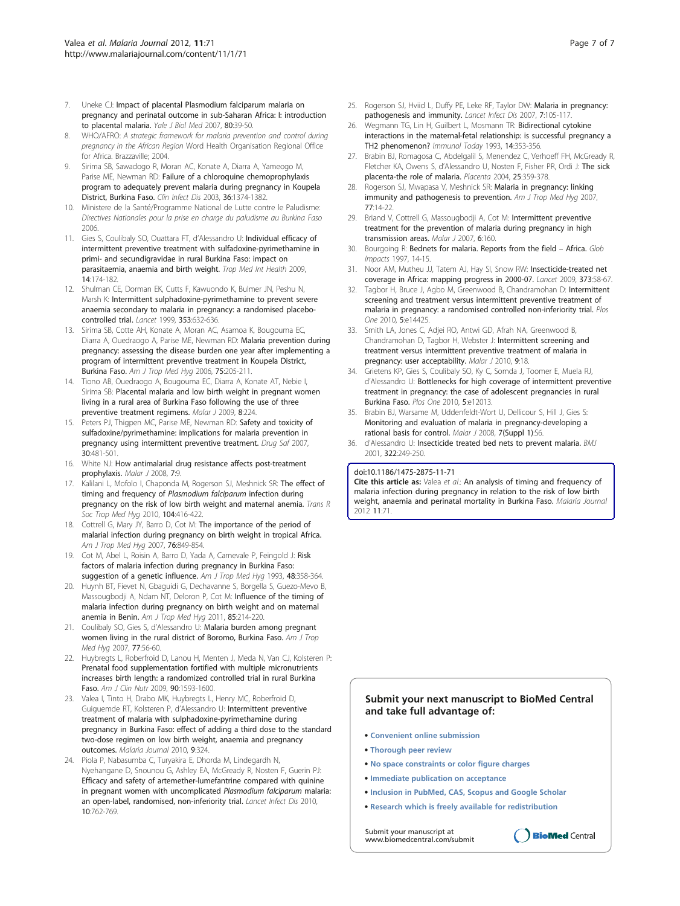7. Uneke CJ: **Impact of placental Plasmodium falciparum malaria on pregnancy and perinatal outcome in sub-Saharan Africa: I: introduction to placental malaria.** *Yale J Biol Med* 2007, **80**:39-50.
8. WHO/AFRO: *A strategic framework for malaria prevention and control during pregnancy in the African Region* Word Health Organisation Regional Office for Africa. Brazzaville; 2004.
9. Sirima SB, Sawadogo R, Moran AC, Konate A, Diarra A, Yameogo M, Parise ME, Newman RD: **Failure of a chloroquine chemoprophylaxis program to adequately prevent malaria during pregnancy in Koupela District, Burkina Faso.** *Clin Infect Dis* 2003, **36**:1374-1382.
10. Ministere de la Santé/Programme National de Lutte contre le Paludisme: *Directives Nationales pour la prise en charge du paludisme au Burkina Faso* 2006.
11. Gies S, Coulibaly SO, Ouattara FT, d'Alessandro U: **Individual efficacy of intermittent preventive treatment with sulfadoxine-pyrimethamine in primi- and secundigravidae in rural Burkina Faso: impact on parasitaemia, anaemia and birth weight.** *Trop Med Int Health* 2009, **14**:174-182.
12. Shulman CE, Dorman EK, Cutts F, Kawuondo K, Bulmer JN, Peshu N, Marsh K: **Intermittent sulphadoxine-pyrimethamine to prevent severe anaemia secondary to malaria in pregnancy: a randomised placebo-controlled trial.** *Lancet* 1999, **353**:632-636.
13. Sirima SB, Cotte AH, Konate A, Moran AC, Asamoa K, Bougouma EC, Diarra A, Ouedraogo A, Parise ME, Newman RD: **Malaria prevention during pregnancy: assessing the disease burden one year after implementing a program of intermittent preventive treatment in Koupela District, Burkina Faso.** *Am J Trop Med Hyg* 2006, **75**:205-211.
14. Tiono AB, Ouedraogo A, Bougouma EC, Diarra A, Konate AT, Nebie I, Sirima SB: **Placental malaria and low birth weight in pregnant women living in a rural area of Burkina Faso following the use of three preventive treatment regimens.** *Malar J* 2009, **8**:224.
15. Peters PJ, Thigpen MC, Parise ME, Newman RD: **Safety and toxicity of sulfadoxine/pyrimethamine: implications for malaria prevention in pregnancy using intermittent preventive treatment.** *Drug Saf* 2007, **30**:481-501.
16. White NJ: **How antimalarial drug resistance affects post-treatment prophylaxis.** *Malar J* 2008, **7**:9.
17. Kalilani L, Mofolo I, Chaponda M, Rogerson SJ, Meshnick SR: **The effect of timing and frequency of *Plasmodium falciparum* infection during pregnancy on the risk of low birth weight and maternal anemia.** *Trans R Soc Trop Med Hyg* 2010, **104**:416-422.
18. Cottrell G, Mary JY, Barro D, Cot M: **The importance of the period of malarial infection during pregnancy on birth weight in tropical Africa.** *Am J Trop Med Hyg* 2007, **76**:849-854.
19. Cot M, Abel L, Roisin A, Barro D, Yada A, Carnevale P, Feingold J: **Risk factors of malaria infection during pregnancy in Burkina Faso: suggestion of a genetic influence.** *Am J Trop Med Hyg* 1993, **48**:358-364.
20. Huynh BT, Fievet N, Gbaguidi G, Dechavanne S, Borgella S, Guezo-Mevo B, Massougbodji A, Ndam NT, Deloron P, Cot M: **Influence of the timing of malaria infection during pregnancy on birth weight and on maternal anemia in Benin.** *Am J Trop Med Hyg* 2011, **85**:214-220.
21. Coulibaly SO, Gies S, d'Alessandro U: **Malaria burden among pregnant women living in the rural district of Boromo, Burkina Faso.** *Am J Trop Med Hyg* 2007, **77**:56-60.
22. Huybregts L, Roberfroid D, Lanou H, Menten J, Meda N, Van CJ, Kolsteren P: **Prenatal food supplementation fortified with multiple micronutrients increases birth length: a randomized controlled trial in rural Burkina Faso.** *Am J Clin Nutr* 2009, **90**:1593-1600.
23. Valea I, Tinto H, Drabo MK, Huybregts L, Henry MC, Roberfroid D, Guiguemde RT, Kolsteren P, d'Alessandro U: **Intermittent preventive treatment of malaria with sulphadoxine-pyrimethamine during pregnancy in Burkina Faso: effect of adding a third dose to the standard two-dose regimen on low birth weight, anaemia and pregnancy outcomes.** *Malaria Journal* 2010, **9**:324.
24. Piola P, Nabasumba C, Turyakira E, Dhorda M, Lindegardh N, Nyehangane D, Snounou G, Ashley EA, McGready R, Nosten F, Guerin PJ: **Efficacy and safety of artemether-lumefantrine compared with quinine in pregnant women with uncomplicated *Plasmodium falciparum* malaria: an open-label, randomised, non-inferiority trial.** *Lancet Infect Dis* 2010, **10**:762-769.
25. Rogerson SJ, Hviid L, Duffy PE, Leke RF, Taylor DW: **Malaria in pregnancy: pathogenesis and immunity.** *Lancet Infect Dis* 2007, **7**:105-117.
26. Wegmann TG, Lin H, Guilbert L, Mosmann TR: **Bidirectional cytokine interactions in the maternal-fetal relationship: is successful pregnancy a TH2 phenomenon?** *Immunol Today* 1993, **14**:353-356.
27. Brabin BJ, Romagosa C, Abdelgalil S, Menendez C, Verhoeff FH, McGready R, Fletcher KA, Owens S, d'Alessandro U, Nosten F, Fisher PR, Ordi J: **The sick placenta-the role of malaria.** *Placenta* 2004, **25**:359-378.
28. Rogerson SJ, Mwapasa V, Meshnick SR: **Malaria in pregnancy: linking immunity and pathogenesis to prevention.** *Am J Trop Med Hyg* 2007, **77**:14-22.
29. Briand V, Cottrell G, Massougbodji A, Cot M: **Intermittent preventive treatment for the prevention of malaria during pregnancy in high transmission areas.** *Malar J* 2007, **6**:160.
30. Bourgoing R: **Bednets for malaria. Reports from the field – Africa.** *Glob Impacts* 1997, 14-15.
31. Noor AM, Mutheu JJ, Tatem AJ, Hay SI, Snow RW: **Insecticide-treated net coverage in Africa: mapping progress in 2000-07.** *Lancet* 2009, **373**:58-67.
32. Tagbor H, Bruce J, Agbo M, Greenwood B, Chandramohan D: **Intermittent screening and treatment versus intermittent preventive treatment of malaria in pregnancy: a randomised controlled non-inferiority trial.** *Plos One* 2010, **5**:e14425.
33. Smith LA, Jones C, Adjei RO, Antwi GD, Afrah NA, Greenwood B, Chandramohan D, Tagbor H, Webster J: **Intermittent screening and treatment versus intermittent preventive treatment of malaria in pregnancy: user acceptability.** *Malar J* 2010, **9**:18.
34. Grietens KP, Gies S, Coulibaly SO, Ky C, Somda J, Toomer E, Muela RJ, d'Alessandro U: **Bottlenecks for high coverage of intermittent preventive treatment in pregnancy: the case of adolescent pregnancies in rural Burkina Faso.** *Plos One* 2010, **5**:e12013.
35. Brabin BJ, Warsame M, Uddenfeldt-Wort U, Dellicour S, Hill J, Gies S: **Monitoring and evaluation of malaria in pregnancy-developing a rational basis for control.** *Malar J* 2008, **7(Suppl 1)**:S6.
36. d'Alessandro U: **Insecticide treated bed nets to prevent malaria.** *BMJ* 2001, **322**:249-250.

doi:10.1186/1475-2875-11-71

**Cite this article as:** Valea *et al.*: An analysis of timing and frequency of malaria infection during pregnancy in relation to the risk of low birth weight, anaemia and perinatal mortality in Burkina Faso. *Malaria Journal* 2012 **11**:71.

## Submit your next manuscript to BioMed Central and take full advantage of:

- **Convenient online submission**
- **Thorough peer review**
- **No space constraints or color figure charges**
- **Immediate publication on acceptance**
- **Inclusion in PubMed, CAS, Scopus and Google Scholar**
- **Research which is freely available for redistribution**

Submit your manuscript at www.biomedcentral.com/submit

BioMed Central